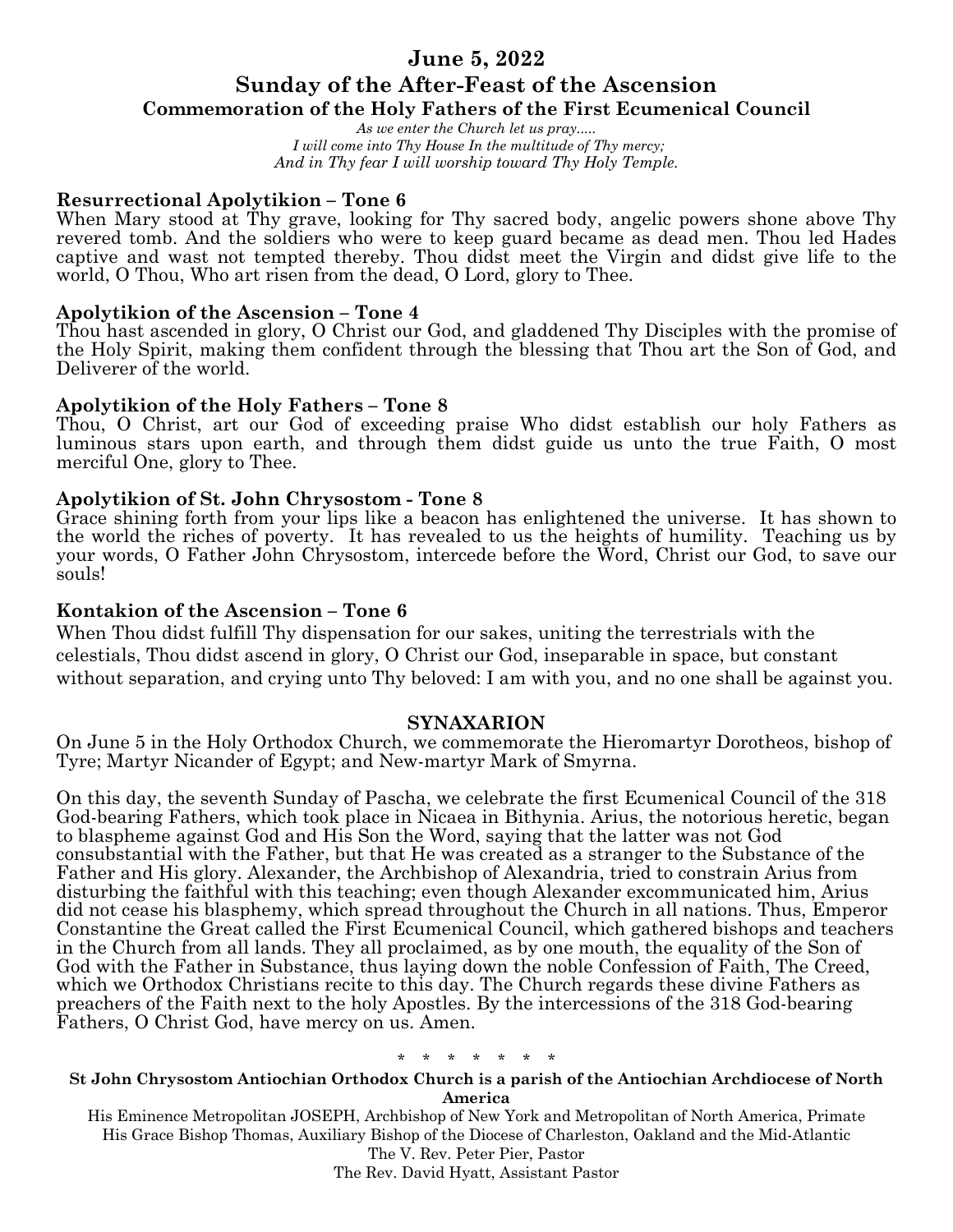# June 5, 2022

## Sunday of the After-Feast of the Ascension

### Commemoration of the Holy Fathers of the First Ecumenical Council

*As we enter the Church let us pray.....*
*I will come into Thy House In the multitude of Thy mercy;*
*And in Thy fear I will worship toward Thy Holy Temple.*

**Resurrectional Apolytikion – Tone 6**
When Mary stood at Thy grave, looking for Thy sacred body, angelic powers shone above Thy revered tomb. And the soldiers who were to keep guard became as dead men. Thou led Hades captive and wast not tempted thereby. Thou didst meet the Virgin and didst give life to the world, O Thou, Who art risen from the dead, O Lord, glory to Thee.

**Apolytikion of the Ascension – Tone 4**
Thou hast ascended in glory, O Christ our God, and gladdened Thy Disciples with the promise of the Holy Spirit, making them confident through the blessing that Thou art the Son of God, and Deliverer of the world.

**Apolytikion of the Holy Fathers – Tone 8**
Thou, O Christ, art our God of exceeding praise Who didst establish our holy Fathers as luminous stars upon earth, and through them didst guide us unto the true Faith, O most merciful One, glory to Thee.

**Apolytikion of St. John Chrysostom - Tone 8**
Grace shining forth from your lips like a beacon has enlightened the universe. It has shown to the world the riches of poverty. It has revealed to us the heights of humility. Teaching us by your words, O Father John Chrysostom, intercede before the Word, Christ our God, to save our souls!

**Kontakion of the Ascension – Tone 6**
When Thou didst fulfill Thy dispensation for our sakes, uniting the terrestrials with the celestials, Thou didst ascend in glory, O Christ our God, inseparable in space, but constant without separation, and crying unto Thy beloved: I am with you, and no one shall be against you.

**SYNAXARION**

On June 5 in the Holy Orthodox Church, we commemorate the Hieromartyr Dorotheos, bishop of Tyre; Martyr Nicander of Egypt; and New-martyr Mark of Smyrna.

On this day, the seventh Sunday of Pascha, we celebrate the first Ecumenical Council of the 318 God-bearing Fathers, which took place in Nicaea in Bithynia. Arius, the notorious heretic, began to blaspheme against God and His Son the Word, saying that the latter was not God consubstantial with the Father, but that He was created as a stranger to the Substance of the Father and His glory. Alexander, the Archbishop of Alexandria, tried to constrain Arius from disturbing the faithful with this teaching; even though Alexander excommunicated him, Arius did not cease his blasphemy, which spread throughout the Church in all nations. Thus, Emperor Constantine the Great called the First Ecumenical Council, which gathered bishops and teachers in the Church from all lands. They all proclaimed, as by one mouth, the equality of the Son of God with the Father in Substance, thus laying down the noble Confession of Faith, The Creed, which we Orthodox Christians recite to this day. The Church regards these divine Fathers as preachers of the Faith next to the holy Apostles. By the intercessions of the 318 God-bearing Fathers, O Christ God, have mercy on us. Amen.

\* \* \* \* \* \* \*

**St John Chrysostom Antiochian Orthodox Church is a parish of the Antiochian Archdiocese of North America**

His Eminence Metropolitan JOSEPH, Archbishop of New York and Metropolitan of North America, Primate
His Grace Bishop Thomas, Auxiliary Bishop of the Diocese of Charleston, Oakland and the Mid-Atlantic
The V. Rev. Peter Pier, Pastor
The Rev. David Hyatt, Assistant Pastor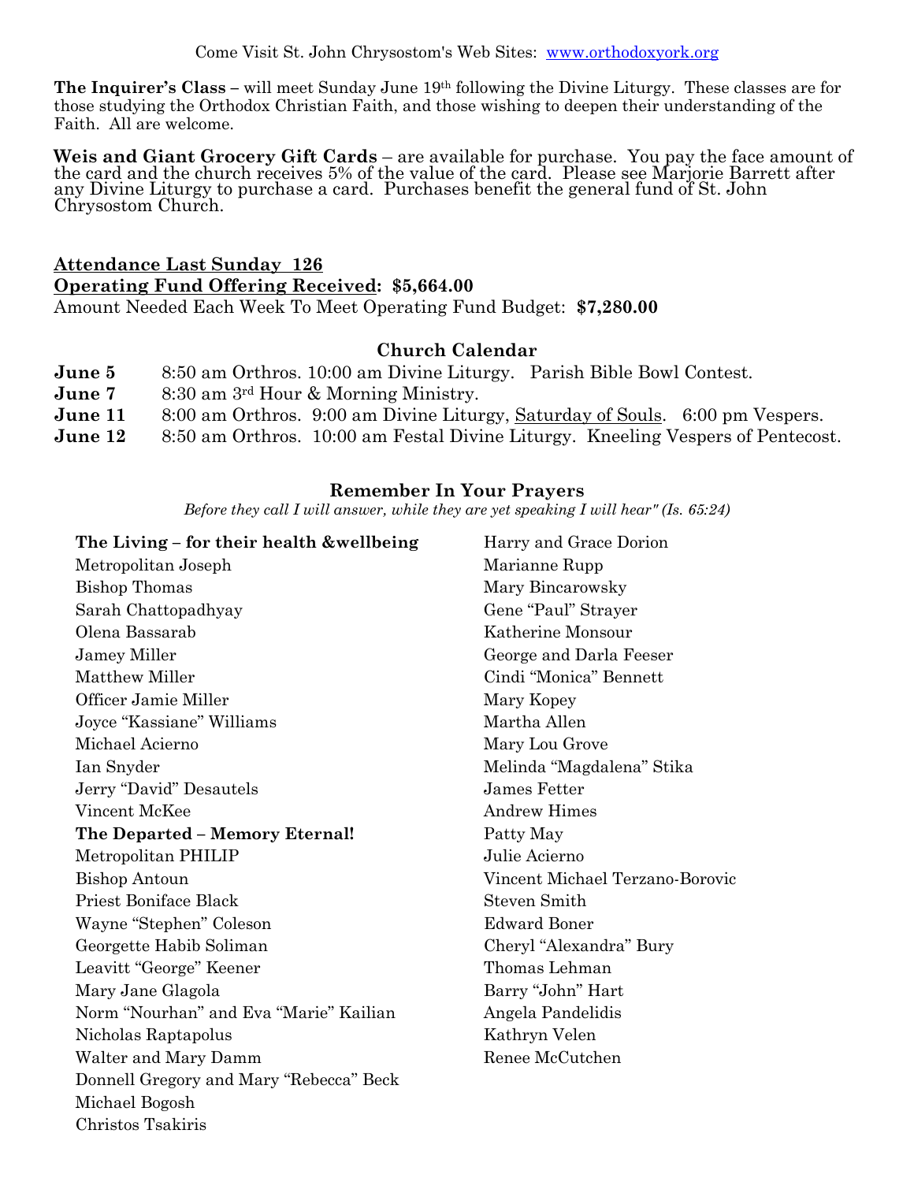Come Visit St. John Chrysostom's Web Sites: [www.orthodoxyork.org](www.orthodoxyork.org)

**The Inquirer's Class** – will meet Sunday June 19th following the Divine Liturgy. These classes are for those studying the Orthodox Christian Faith, and those wishing to deepen their understanding of the Faith. All are welcome.

**Weis and Giant Grocery Gift Cards** – are available for purchase. You pay the face amount of the card and the church receives 5% of the value of the card. Please see Marjorie Barrett after any Divine Liturgy to purchase a card. Purchases benefit the general fund of St. John Chrysostom Church.

**Attendance Last Sunday 126**

**Operating Fund Offering Received: $5,664.00**

Amount Needed Each Week To Meet Operating Fund Budget: **$7,280.00**

## Church Calendar

| | |
|---|---|
| **June 5** | 8:50 am Orthros. 10:00 am Divine Liturgy. Parish Bible Bowl Contest. |
| **June 7** | 8:30 am 3rd Hour & Morning Ministry. |
| **June 11** | 8:00 am Orthros. 9:00 am Divine Liturgy, Saturday of Souls. 6:00 pm Vespers. |
| **June 12** | 8:50 am Orthros. 10:00 am Festal Divine Liturgy. Kneeling Vespers of Pentecost. |

## Remember In Your Prayers

*Before they call I will answer, while they are yet speaking I will hear" (Is. 65:24)*

**The Living – for their health &wellbeing**

Metropolitan Joseph
Bishop Thomas
Sarah Chattopadhyay
Olena Bassarab
Jamey Miller
Matthew Miller
Officer Jamie Miller
Joyce "Kassiane" Williams
Michael Acierno
Ian Snyder
Jerry "David" Desautels
Vincent McKee

**The Departed – Memory Eternal!**

Metropolitan PHILIP
Bishop Antoun
Priest Boniface Black
Wayne "Stephen" Coleson
Georgette Habib Soliman
Leavitt "George" Keener
Mary Jane Glagola
Norm "Nourhan" and Eva "Marie" Kailian
Nicholas Raptapolus
Walter and Mary Damm
Donnell Gregory and Mary "Rebecca" Beck
Michael Bogosh
Christos Tsakiris
Harry and Grace Dorion
Marianne Rupp
Mary Bincarowsky
Gene "Paul" Strayer
Katherine Monsour
George and Darla Feeser
Cindi "Monica" Bennett
Mary Kopey
Martha Allen
Mary Lou Grove
Melinda "Magdalena" Stika
James Fetter
Andrew Himes
Patty May
Julie Acierno
Vincent Michael Terzano-Borovic
Steven Smith
Edward Boner
Cheryl "Alexandra" Bury
Thomas Lehman
Barry "John" Hart
Angela Pandelidis
Kathryn Velen
Renee McCutchen